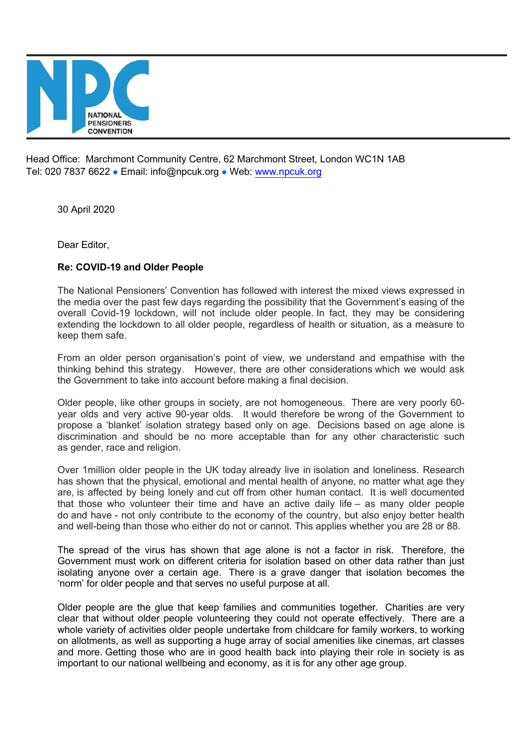NATIONAL PENSIONERS CONVENTION

Head Office: Marchmont Community Centre, 62 Marchmont Street, London WC1N 1AB
Tel: 020 7837 6622 • Email: info@npcuk.org • Web: www.npcuk.org

30 April 2020

Dear Editor,

**Re: COVID-19 and Older People**

The National Pensioners' Convention has followed with interest the mixed views expressed in the media over the past few days regarding the possibility that the Government's easing of the overall Covid-19 lockdown, will not include older people. In fact, they may be considering extending the lockdown to all older people, regardless of health or situation, as a measure to keep them safe.

From an older person organisation's point of view, we understand and empathise with the thinking behind this strategy. However, there are other considerations which we would ask the Government to take into account before making a final decision.

Older people, like other groups in society, are not homogeneous. There are very poorly 60-year olds and very active 90-year olds. It would therefore be wrong of the Government to propose a 'blanket' isolation strategy based only on age. Decisions based on age alone is discrimination and should be no more acceptable than for any other characteristic such as gender, race and religion.

Over 1million older people in the UK today already live in isolation and loneliness. Research has shown that the physical, emotional and mental health of anyone, no matter what age they are, is affected by being lonely and cut off from other human contact. It is well documented that those who volunteer their time and have an active daily life – as many older people do and have - not only contribute to the economy of the country, but also enjoy better health and well-being than those who either do not or cannot. This applies whether you are 28 or 88.

The spread of the virus has shown that age alone is not a factor in risk. Therefore, the Government must work on different criteria for isolation based on other data rather than just isolating anyone over a certain age. There is a grave danger that isolation becomes the 'norm' for older people and that serves no useful purpose at all.

Older people are the glue that keep families and communities together. Charities are very clear that without older people volunteering they could not operate effectively. There are a whole variety of activities older people undertake from childcare for family workers, to working on allotments, as well as supporting a huge array of social amenities like cinemas, art classes and more. Getting those who are in good health back into playing their role in society is as important to our national wellbeing and economy, as it is for any other age group.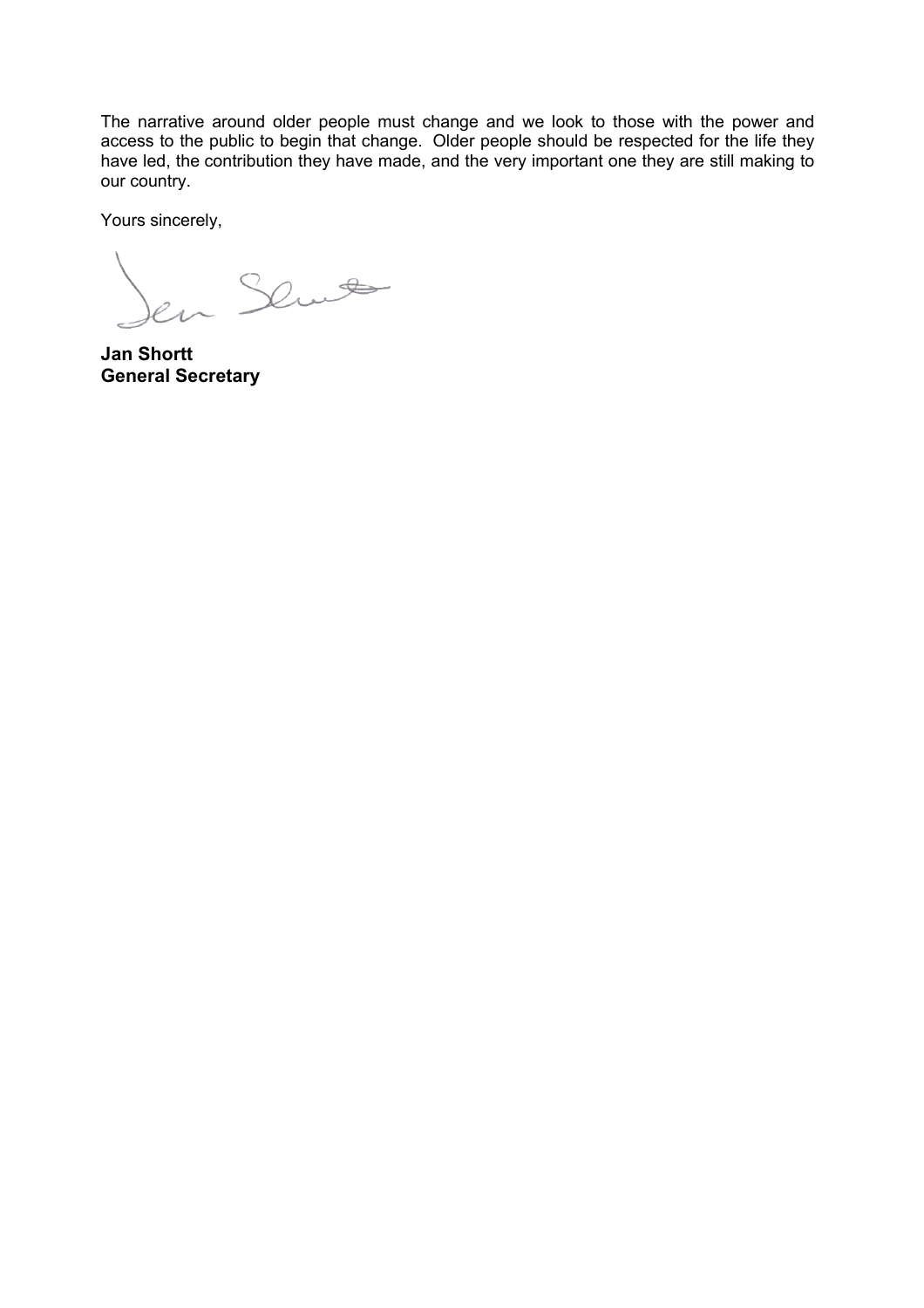The narrative around older people must change and we look to those with the power and access to the public to begin that change. Older people should be respected for the life they have led, the contribution they have made, and the very important one they are still making to our country.

Yours sincerely,

**Jan Shortt**
**General Secretary**